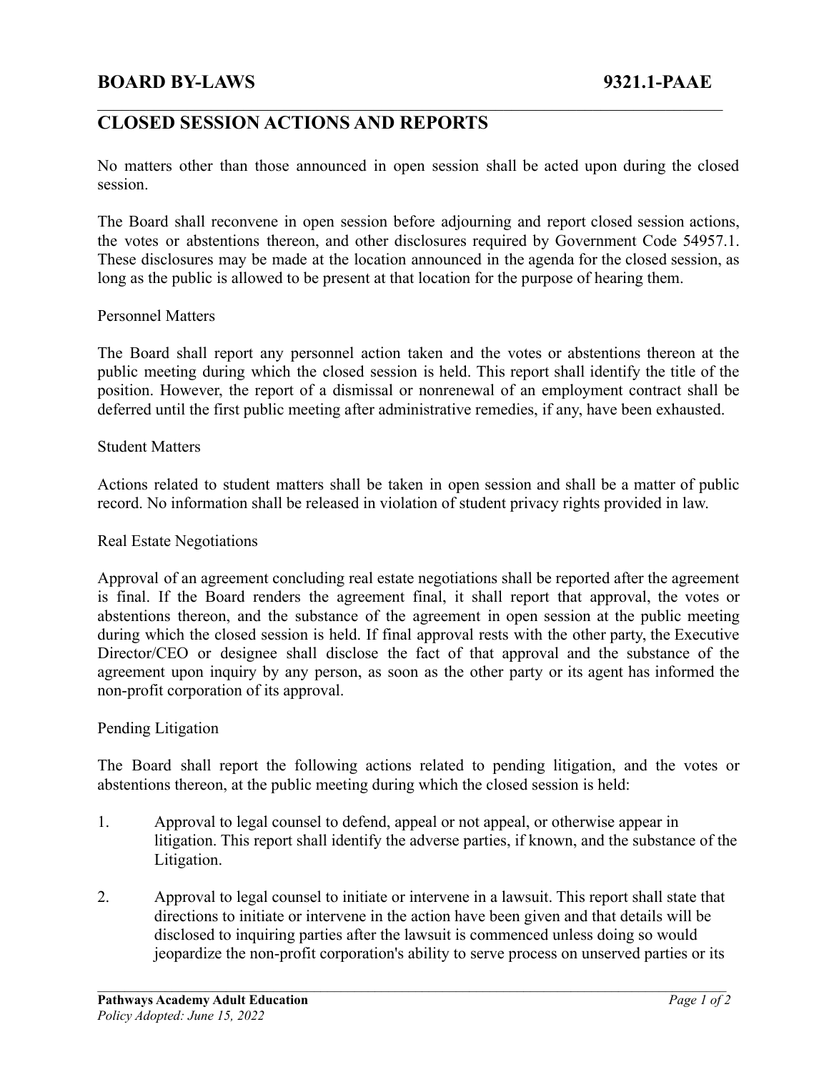**BOARD BY-LAWS** **9321.1-PAAE**

# CLOSED SESSION ACTIONS AND REPORTS

No matters other than those announced in open session shall be acted upon during the closed session.

The Board shall reconvene in open session before adjourning and report closed session actions, the votes or abstentions thereon, and other disclosures required by Government Code 54957.1. These disclosures may be made at the location announced in the agenda for the closed session, as long as the public is allowed to be present at that location for the purpose of hearing them.

## Personnel Matters

The Board shall report any personnel action taken and the votes or abstentions thereon at the public meeting during which the closed session is held. This report shall identify the title of the position. However, the report of a dismissal or nonrenewal of an employment contract shall be deferred until the first public meeting after administrative remedies, if any, have been exhausted.

## Student Matters

Actions related to student matters shall be taken in open session and shall be a matter of public record. No information shall be released in violation of student privacy rights provided in law.

## Real Estate Negotiations

Approval of an agreement concluding real estate negotiations shall be reported after the agreement is final. If the Board renders the agreement final, it shall report that approval, the votes or abstentions thereon, and the substance of the agreement in open session at the public meeting during which the closed session is held. If final approval rests with the other party, the Executive Director/CEO or designee shall disclose the fact of that approval and the substance of the agreement upon inquiry by any person, as soon as the other party or its agent has informed the non-profit corporation of its approval.

## Pending Litigation

The Board shall report the following actions related to pending litigation, and the votes or abstentions thereon, at the public meeting during which the closed session is held:

1. Approval to legal counsel to defend, appeal or not appeal, or otherwise appear in litigation. This report shall identify the adverse parties, if known, and the substance of the Litigation.

2. Approval to legal counsel to initiate or intervene in a lawsuit. This report shall state that directions to initiate or intervene in the action have been given and that details will be disclosed to inquiring parties after the lawsuit is commenced unless doing so would jeopardize the non-profit corporation's ability to serve process on unserved parties or its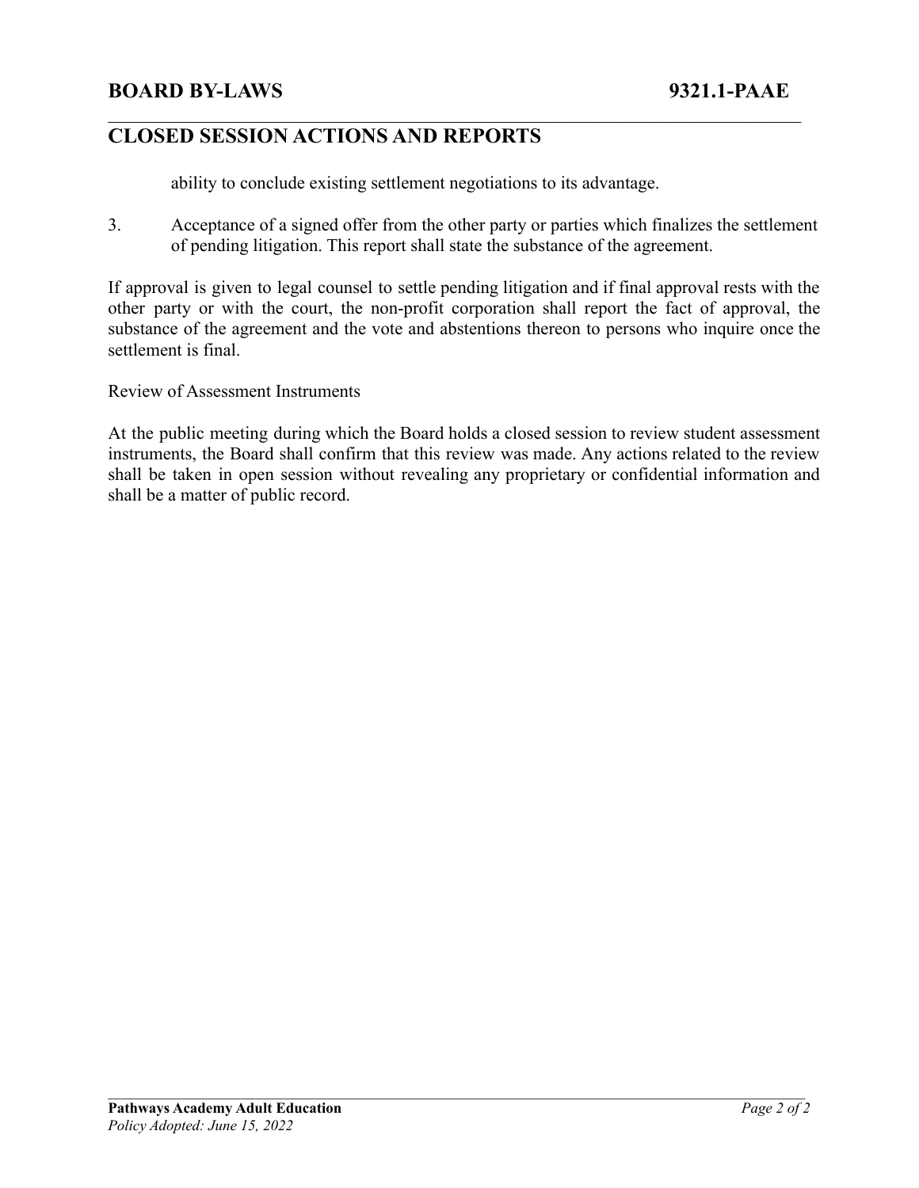ability to conclude existing settlement negotiations to its advantage.

3. Acceptance of a signed offer from the other party or parties which finalizes the settlement of pending litigation. This report shall state the substance of the agreement.

If approval is given to legal counsel to settle pending litigation and if final approval rests with the other party or with the court, the non-profit corporation shall report the fact of approval, the substance of the agreement and the vote and abstentions thereon to persons who inquire once the settlement is final.

Review of Assessment Instruments

At the public meeting during which the Board holds a closed session to review student assessment instruments, the Board shall confirm that this review was made. Any actions related to the review shall be taken in open session without revealing any proprietary or confidential information and shall be a matter of public record.